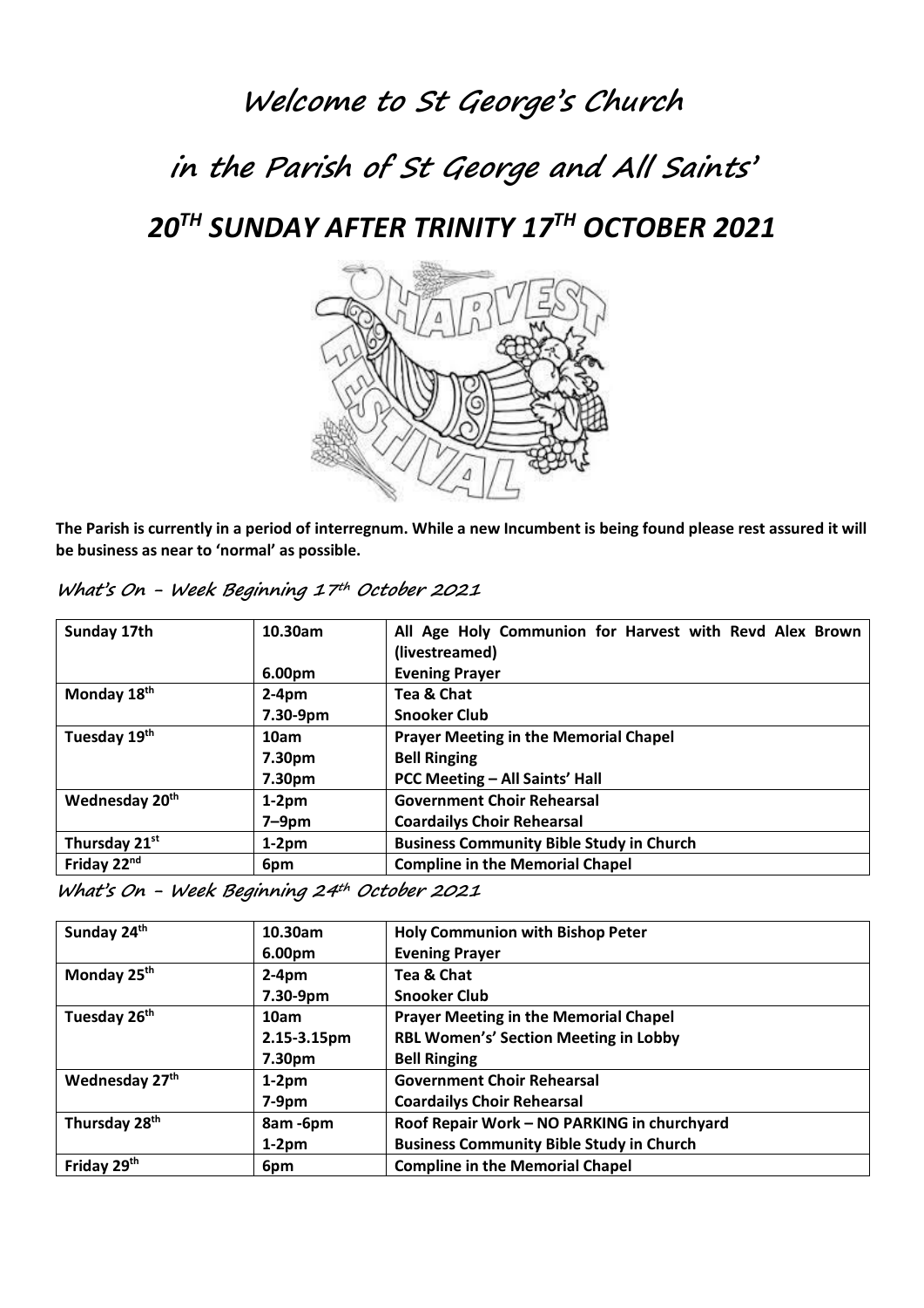# Welcome to St George's Church

# in the Parish of St George and All Saints'

# *20TH SUNDAY AFTER TRINITY 17TH OCTOBER 2021*

**The Parish is currently in a period of interregnum. While a new Incumbent is being found please rest assured it will be business as near to 'normal' as possible.**

## What's On - Week Beginning 17th October 2021

| Day | Time | Event |
|---|---|---|
| **Sunday 17th** | **10.30am** | **All Age Holy Communion for Harvest with Revd Alex Brown (livestreamed)** |
| | **6.00pm** | **Evening Prayer** |
| **Monday 18th** | **2-4pm** | **Tea & Chat** |
| | **7.30-9pm** | **Snooker Club** |
| **Tuesday 19th** | **10am** | **Prayer Meeting in the Memorial Chapel** |
| | **7.30pm** | **Bell Ringing** |
| | **7.30pm** | **PCC Meeting – All Saints' Hall** |
| **Wednesday 20th** | **1-2pm** | **Government Choir Rehearsal** |
| | **7–9pm** | **Coardailys Choir Rehearsal** |
| **Thursday 21st** | **1-2pm** | **Business Community Bible Study in Church** |
| **Friday 22nd** | **6pm** | **Compline in the Memorial Chapel** |

## What's On - Week Beginning 24th October 2021

| Day | Time | Event |
|---|---|---|
| **Sunday 24th** | **10.30am** | **Holy Communion with Bishop Peter** |
| | **6.00pm** | **Evening Prayer** |
| **Monday 25th** | **2-4pm** | **Tea & Chat** |
| | **7.30-9pm** | **Snooker Club** |
| **Tuesday 26th** | **10am** | **Prayer Meeting in the Memorial Chapel** |
| | **2.15-3.15pm** | **RBL Women's' Section Meeting in Lobby** |
| | **7.30pm** | **Bell Ringing** |
| **Wednesday 27th** | **1-2pm** | **Government Choir Rehearsal** |
| | **7-9pm** | **Coardailys Choir Rehearsal** |
| **Thursday 28th** | **8am -6pm** | **Roof Repair Work – NO PARKING in churchyard** |
| | **1-2pm** | **Business Community Bible Study in Church** |
| **Friday 29th** | **6pm** | **Compline in the Memorial Chapel** |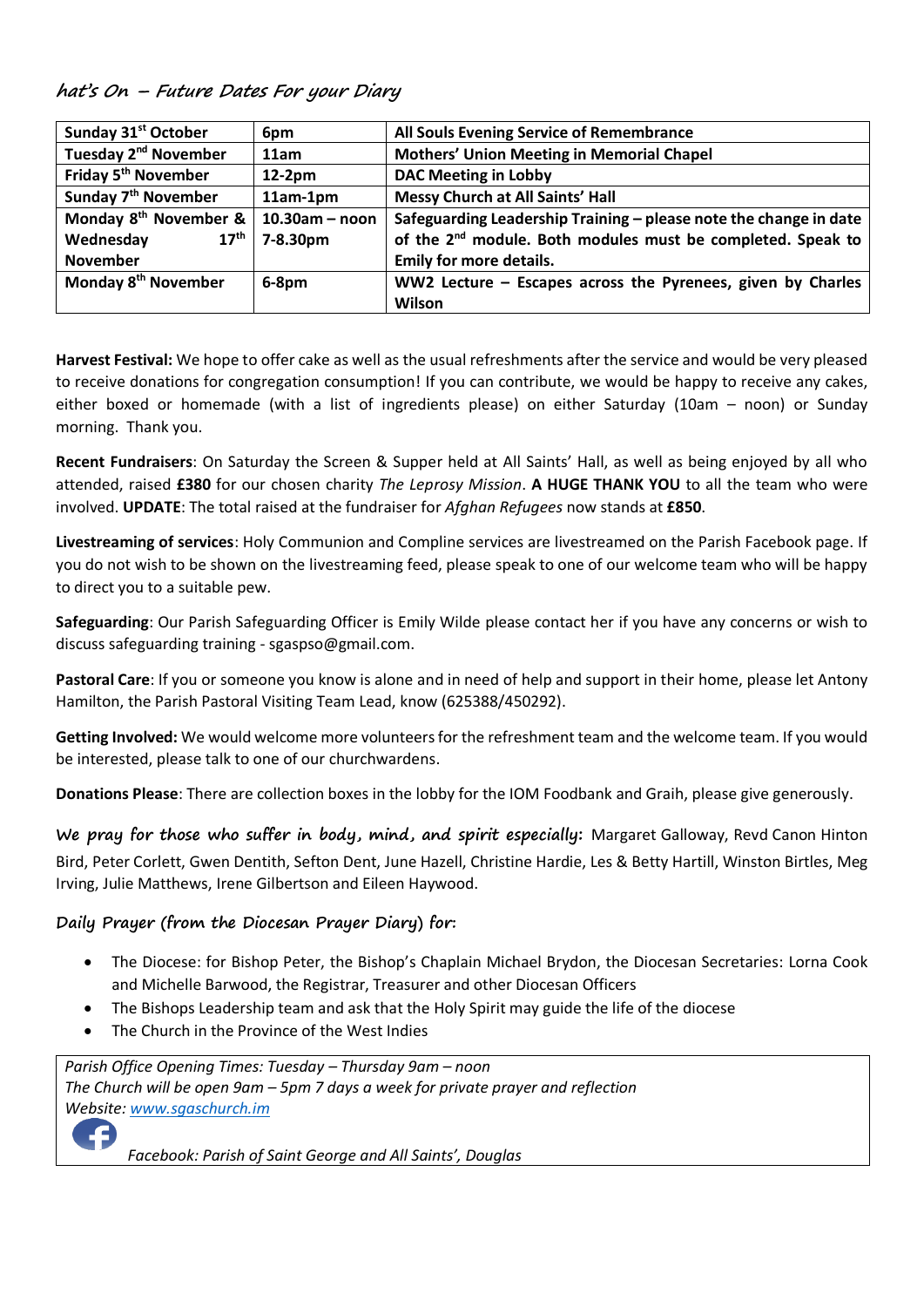## hat's On – Future Dates For your Diary

| | | |
|---|---|---|
| **Sunday 31st October** | **6pm** | **All Souls Evening Service of Remembrance** |
| **Tuesday 2nd November** | **11am** | **Mothers' Union Meeting in Memorial Chapel** |
| **Friday 5th November** | **12-2pm** | **DAC Meeting in Lobby** |
| **Sunday 7th November** | **11am-1pm** | **Messy Church at All Saints' Hall** |
| **Monday 8th November & Wednesday 17th November** | **10.30am – noon 7-8.30pm** | **Safeguarding Leadership Training – please note the change in date of the 2nd module. Both modules must be completed. Speak to Emily for more details.** |
| **Monday 8th November** | **6-8pm** | **WW2 Lecture – Escapes across the Pyrenees, given by Charles Wilson** |

**Harvest Festival:** We hope to offer cake as well as the usual refreshments after the service and would be very pleased to receive donations for congregation consumption! If you can contribute, we would be happy to receive any cakes, either boxed or homemade (with a list of ingredients please) on either Saturday (10am – noon) or Sunday morning. Thank you.

**Recent Fundraisers**: On Saturday the Screen & Supper held at All Saints' Hall, as well as being enjoyed by all who attended, raised **£380** for our chosen charity *The Leprosy Mission*. **A HUGE THANK YOU** to all the team who were involved. **UPDATE**: The total raised at the fundraiser for *Afghan Refugees* now stands at **£850**.

**Livestreaming of services**: Holy Communion and Compline services are livestreamed on the Parish Facebook page. If you do not wish to be shown on the livestreaming feed, please speak to one of our welcome team who will be happy to direct you to a suitable pew.

**Safeguarding**: Our Parish Safeguarding Officer is Emily Wilde please contact her if you have any concerns or wish to discuss safeguarding training - sgaspso@gmail.com.

**Pastoral Care**: If you or someone you know is alone and in need of help and support in their home, please let Antony Hamilton, the Parish Pastoral Visiting Team Lead, know (625388/450292).

**Getting Involved:** We would welcome more volunteers for the refreshment team and the welcome team. If you would be interested, please talk to one of our churchwardens.

**Donations Please**: There are collection boxes in the lobby for the IOM Foodbank and Graih, please give generously.

**We pray for those who suffer in body, mind, and spirit especially:** Margaret Galloway, Revd Canon Hinton Bird, Peter Corlett, Gwen Dentith, Sefton Dent, June Hazell, Christine Hardie, Les & Betty Hartill, Winston Birtles, Meg Irving, Julie Matthews, Irene Gilbertson and Eileen Haywood.

### Daily Prayer (from the Diocesan Prayer Diary) for:

- The Diocese: for Bishop Peter, the Bishop's Chaplain Michael Brydon, the Diocesan Secretaries: Lorna Cook and Michelle Barwood, the Registrar, Treasurer and other Diocesan Officers
- The Bishops Leadership team and ask that the Holy Spirit may guide the life of the diocese
- The Church in the Province of the West Indies

*Parish Office Opening Times: Tuesday – Thursday 9am – noon*
*The Church will be open 9am – 5pm 7 days a week for private prayer and reflection*
*Website: www.sgaschurch.im*
*Facebook: Parish of Saint George and All Saints', Douglas*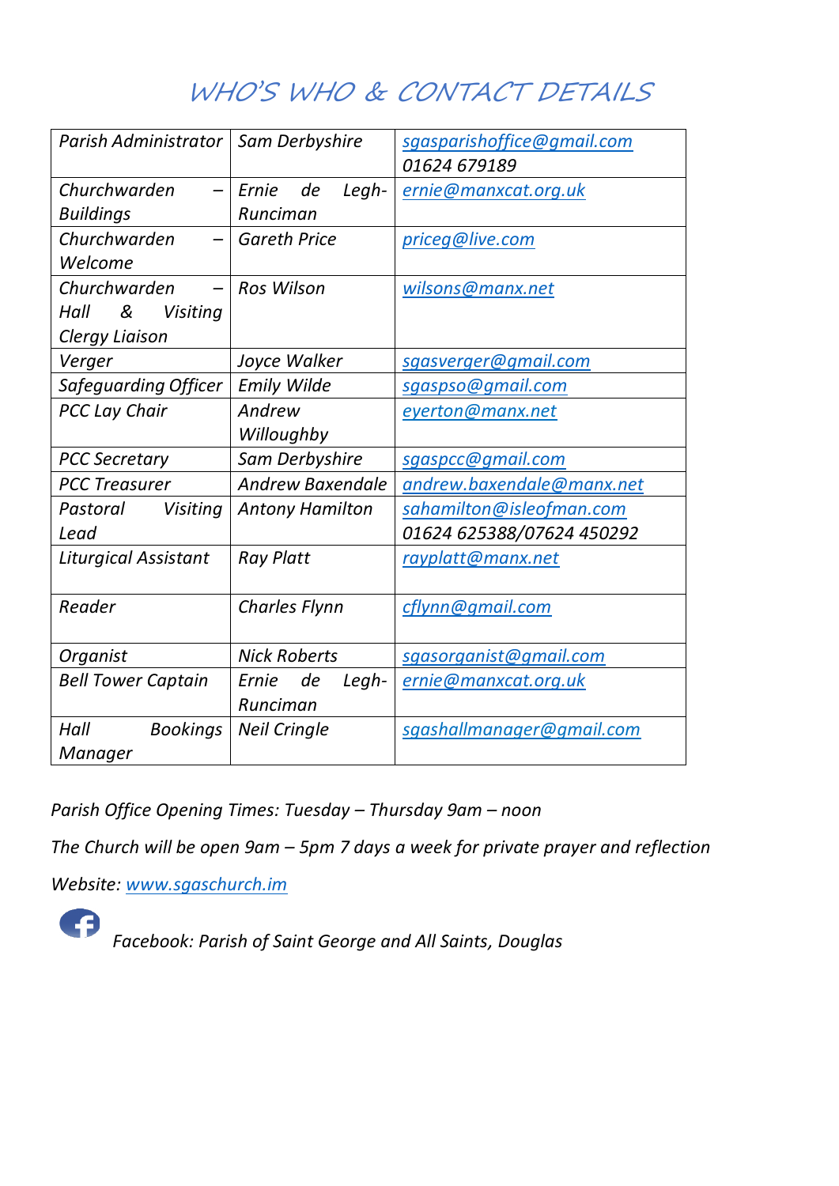# WHO'S WHO & CONTACT DETAILS

| | | |
|---|---|---|
| *Parish Administrator* | *Sam Derbyshire* | *sgasparishoffice@gmail.com* *01624 679189* |
| *Churchwarden – Buildings* | *Ernie de Legh-Runciman* | *ernie@manxcat.org.uk* |
| *Churchwarden – Welcome* | *Gareth Price* | *priceg@live.com* |
| *Churchwarden – Hall & Visiting Clergy Liaison* | *Ros Wilson* | *wilsons@manx.net* |
| *Verger* | *Joyce Walker* | *sgasverger@gmail.com* |
| *Safeguarding Officer* | *Emily Wilde* | *sgaspso@gmail.com* |
| *PCC Lay Chair* | *Andrew Willoughby* | *eyerton@manx.net* |
| *PCC Secretary* | *Sam Derbyshire* | *sgaspcc@gmail.com* |
| *PCC Treasurer* | *Andrew Baxendale* | *andrew.baxendale@manx.net* |
| *Pastoral Visiting Lead* | *Antony Hamilton* | *sahamilton@isleofman.com* *01624 625388/07624 450292* |
| *Liturgical Assistant* | *Ray Platt* | *rayplatt@manx.net* |
| *Reader* | *Charles Flynn* | *cflynn@gmail.com* |
| *Organist* | *Nick Roberts* | *sgasorganist@gmail.com* |
| *Bell Tower Captain* | *Ernie de Legh-Runciman* | *ernie@manxcat.org.uk* |
| *Hall Bookings Manager* | *Neil Cringle* | *sgashallmanager@gmail.com* |

*Parish Office Opening Times: Tuesday – Thursday 9am – noon*

*The Church will be open 9am – 5pm 7 days a week for private prayer and reflection*

*Website: www.sgaschurch.im*

*Facebook: Parish of Saint George and All Saints, Douglas*